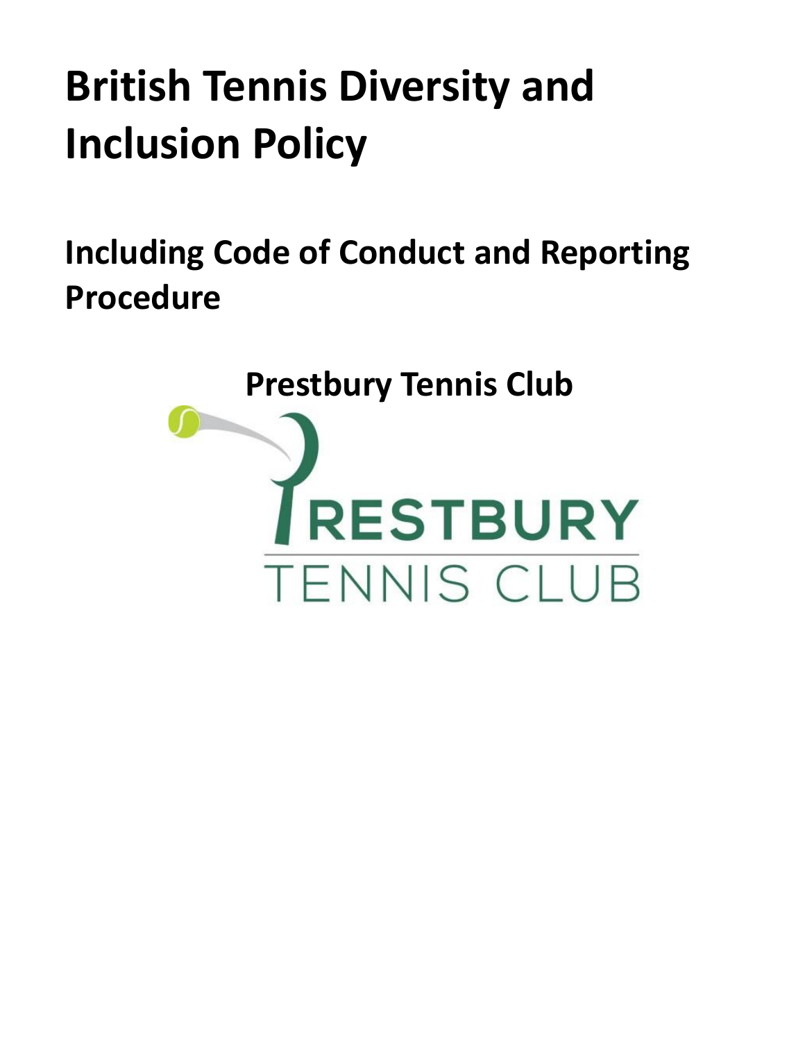# British Tennis Diversity and Inclusion Policy

## Including Code of Conduct and Reporting Procedure

**Prestbury Tennis Club**

PRESTBURY

TENNIS CLUB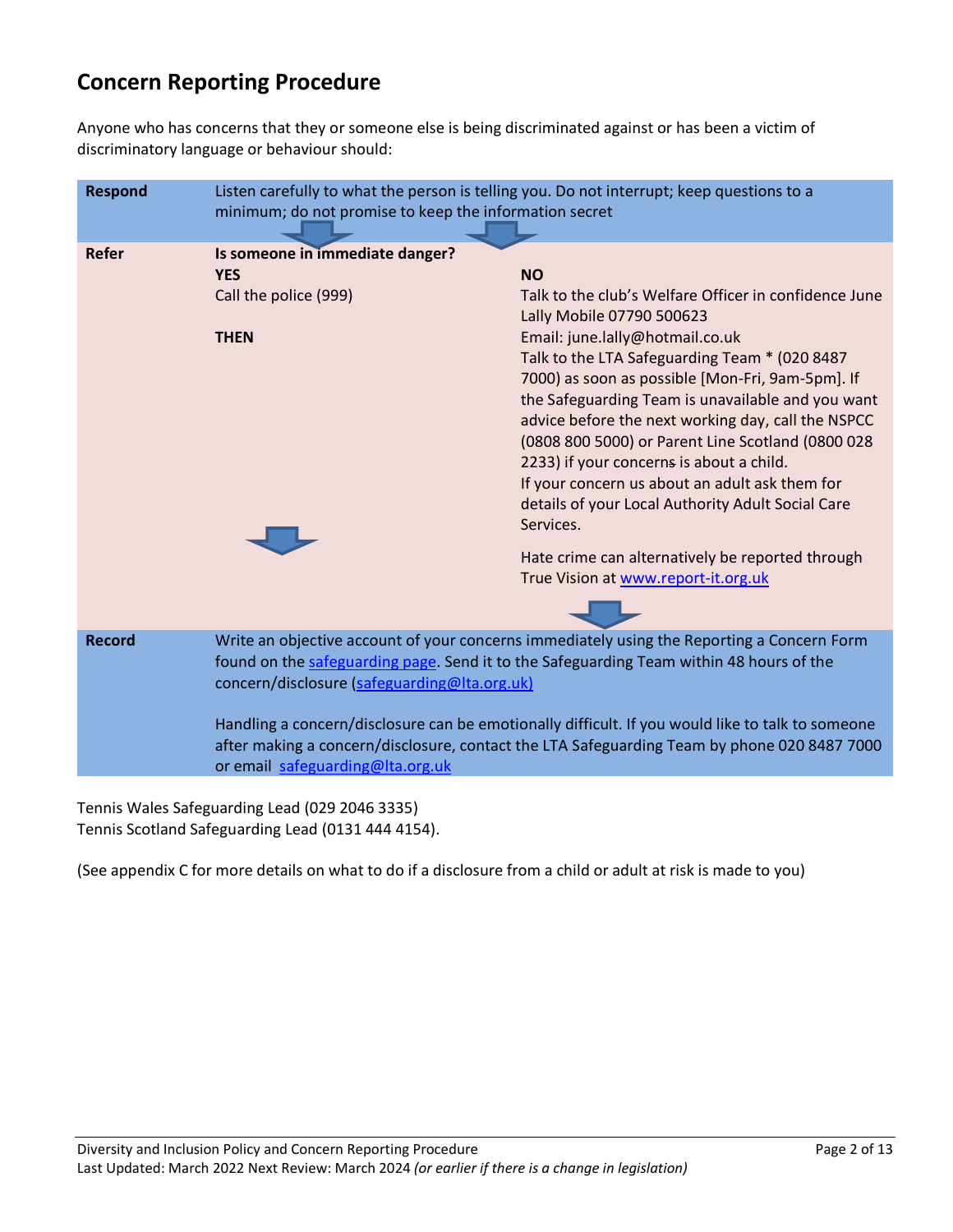## Concern Reporting Procedure

Anyone who has concerns that they or someone else is being discriminated against or has been a victim of discriminatory language or behaviour should:

| | | |
|---|---|---|
| **Respond** | Listen carefully to what the person is telling you. Do not interrupt; keep questions to a minimum; do not promise to keep the information secret | |
| **Refer** | **Is someone in immediate danger?** | |
| | **YES**<br>Call the police (999)<br><br>**THEN** | **NO**<br>Talk to the club's Welfare Officer in confidence June Lally Mobile 07790 500623<br>Email: june.lally@hotmail.co.uk<br>Talk to the LTA Safeguarding Team * (020 8487 7000) as soon as possible [Mon-Fri, 9am-5pm]. If the Safeguarding Team is unavailable and you want advice before the next working day, call the NSPCC (0808 800 5000) or Parent Line Scotland (0800 028 2233) if your concerns is about a child.<br>If your concern us about an adult ask them for details of your Local Authority Adult Social Care Services.<br><br>Hate crime can alternatively be reported through True Vision at www.report-it.org.uk |
| **Record** | Write an objective account of your concerns immediately using the Reporting a Concern Form found on the safeguarding page. Send it to the Safeguarding Team within 48 hours of the concern/disclosure (safeguarding@lta.org.uk)<br><br>Handling a concern/disclosure can be emotionally difficult. If you would like to talk to someone after making a concern/disclosure, contact the LTA Safeguarding Team by phone 020 8487 7000 or email safeguarding@lta.org.uk | |

Tennis Wales Safeguarding Lead (029 2046 3335)
Tennis Scotland Safeguarding Lead (0131 444 4154).

(See appendix C for more details on what to do if a disclosure from a child or adult at risk is made to you)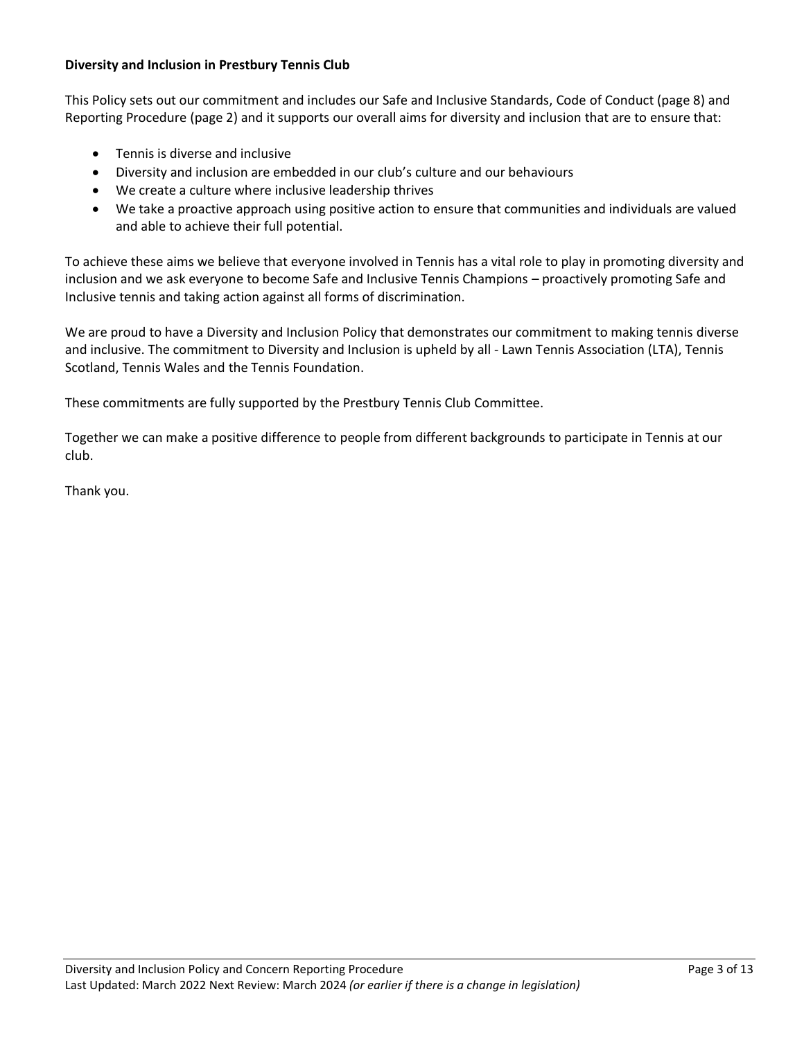**Diversity and Inclusion in Prestbury Tennis Club**

This Policy sets out our commitment and includes our Safe and Inclusive Standards, Code of Conduct (page 8) and Reporting Procedure (page 2) and it supports our overall aims for diversity and inclusion that are to ensure that:

- Tennis is diverse and inclusive
- Diversity and inclusion are embedded in our club's culture and our behaviours
- We create a culture where inclusive leadership thrives
- We take a proactive approach using positive action to ensure that communities and individuals are valued and able to achieve their full potential.

To achieve these aims we believe that everyone involved in Tennis has a vital role to play in promoting diversity and inclusion and we ask everyone to become Safe and Inclusive Tennis Champions – proactively promoting Safe and Inclusive tennis and taking action against all forms of discrimination.

We are proud to have a Diversity and Inclusion Policy that demonstrates our commitment to making tennis diverse and inclusive. The commitment to Diversity and Inclusion is upheld by all - Lawn Tennis Association (LTA), Tennis Scotland, Tennis Wales and the Tennis Foundation.

These commitments are fully supported by the Prestbury Tennis Club Committee.

Together we can make a positive difference to people from different backgrounds to participate in Tennis at our club.

Thank you.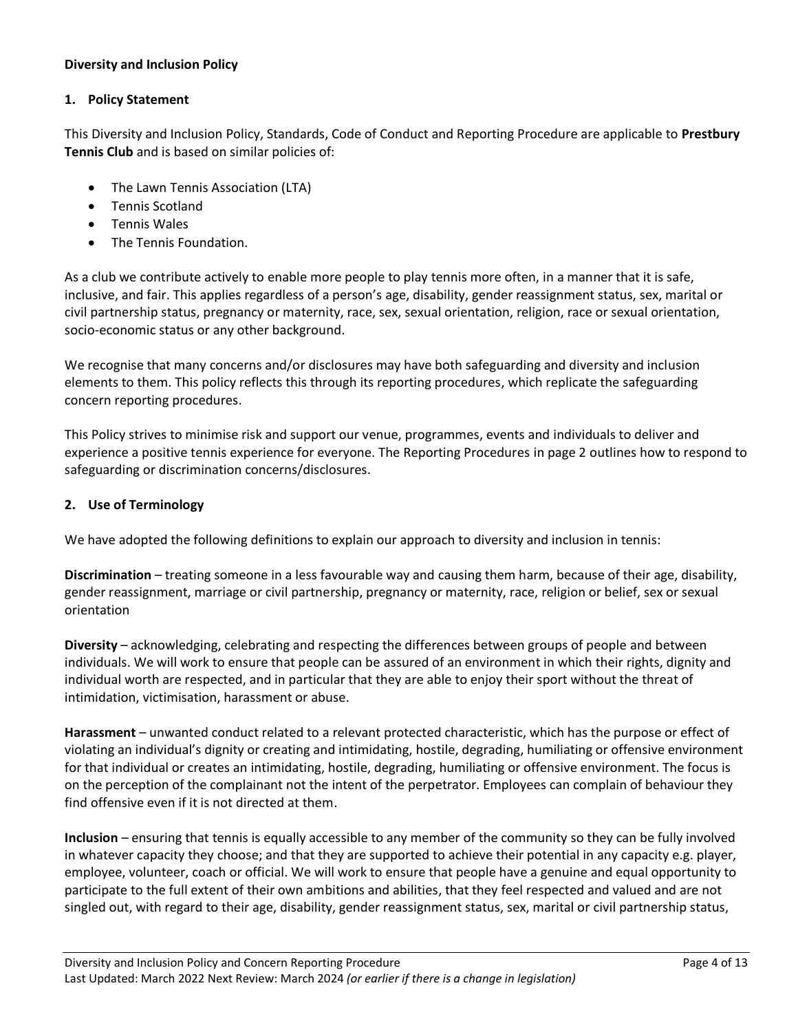**Diversity and Inclusion Policy**

## 1. Policy Statement

This Diversity and Inclusion Policy, Standards, Code of Conduct and Reporting Procedure are applicable to **Prestbury Tennis Club** and is based on similar policies of:

- The Lawn Tennis Association (LTA)
- Tennis Scotland
- Tennis Wales
- The Tennis Foundation.

As a club we contribute actively to enable more people to play tennis more often, in a manner that it is safe, inclusive, and fair. This applies regardless of a person's age, disability, gender reassignment status, sex, marital or civil partnership status, pregnancy or maternity, race, sex, sexual orientation, religion, race or sexual orientation, socio-economic status or any other background.

We recognise that many concerns and/or disclosures may have both safeguarding and diversity and inclusion elements to them. This policy reflects this through its reporting procedures, which replicate the safeguarding concern reporting procedures.

This Policy strives to minimise risk and support our venue, programmes, events and individuals to deliver and experience a positive tennis experience for everyone. The Reporting Procedures in page 2 outlines how to respond to safeguarding or discrimination concerns/disclosures.

## 2. Use of Terminology

We have adopted the following definitions to explain our approach to diversity and inclusion in tennis:

**Discrimination** – treating someone in a less favourable way and causing them harm, because of their age, disability, gender reassignment, marriage or civil partnership, pregnancy or maternity, race, religion or belief, sex or sexual orientation

**Diversity** – acknowledging, celebrating and respecting the differences between groups of people and between individuals. We will work to ensure that people can be assured of an environment in which their rights, dignity and individual worth are respected, and in particular that they are able to enjoy their sport without the threat of intimidation, victimisation, harassment or abuse.

**Harassment** – unwanted conduct related to a relevant protected characteristic, which has the purpose or effect of violating an individual's dignity or creating and intimidating, hostile, degrading, humiliating or offensive environment for that individual or creates an intimidating, hostile, degrading, humiliating or offensive environment. The focus is on the perception of the complainant not the intent of the perpetrator. Employees can complain of behaviour they find offensive even if it is not directed at them.

**Inclusion** – ensuring that tennis is equally accessible to any member of the community so they can be fully involved in whatever capacity they choose; and that they are supported to achieve their potential in any capacity e.g. player, employee, volunteer, coach or official. We will work to ensure that people have a genuine and equal opportunity to participate to the full extent of their own ambitions and abilities, that they feel respected and valued and are not singled out, with regard to their age, disability, gender reassignment status, sex, marital or civil partnership status,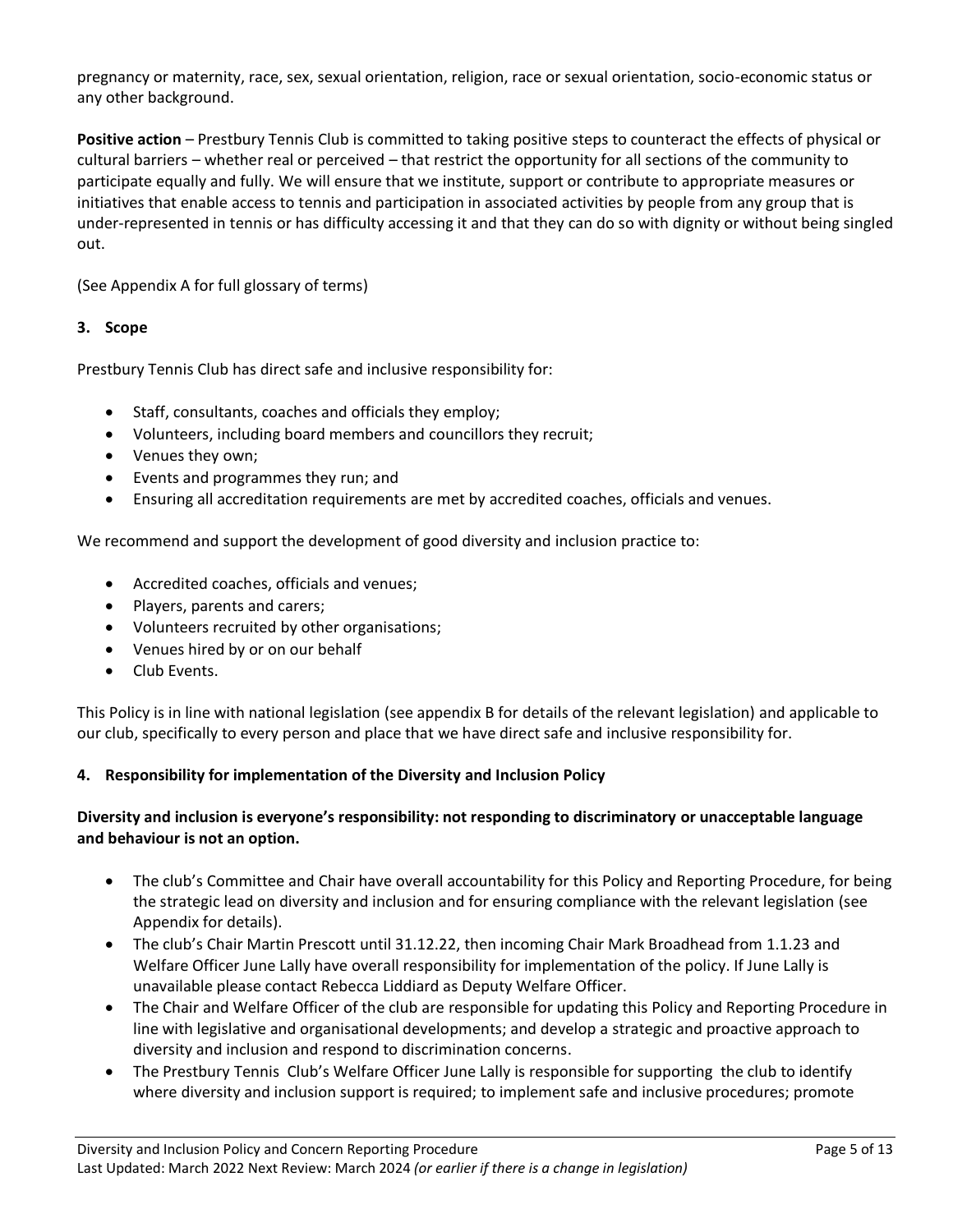pregnancy or maternity, race, sex, sexual orientation, religion, race or sexual orientation, socio-economic status or any other background.

**Positive action** – Prestbury Tennis Club is committed to taking positive steps to counteract the effects of physical or cultural barriers – whether real or perceived – that restrict the opportunity for all sections of the community to participate equally and fully. We will ensure that we institute, support or contribute to appropriate measures or initiatives that enable access to tennis and participation in associated activities by people from any group that is under-represented in tennis or has difficulty accessing it and that they can do so with dignity or without being singled out.

(See Appendix A for full glossary of terms)

### 3. Scope

Prestbury Tennis Club has direct safe and inclusive responsibility for:

- Staff, consultants, coaches and officials they employ;
- Volunteers, including board members and councillors they recruit;
- Venues they own;
- Events and programmes they run; and
- Ensuring all accreditation requirements are met by accredited coaches, officials and venues.

We recommend and support the development of good diversity and inclusion practice to:

- Accredited coaches, officials and venues;
- Players, parents and carers;
- Volunteers recruited by other organisations;
- Venues hired by or on our behalf
- Club Events.

This Policy is in line with national legislation (see appendix B for details of the relevant legislation) and applicable to our club, specifically to every person and place that we have direct safe and inclusive responsibility for.

### 4. Responsibility for implementation of the Diversity and Inclusion Policy

**Diversity and inclusion is everyone's responsibility: not responding to discriminatory or unacceptable language and behaviour is not an option.**

- The club's Committee and Chair have overall accountability for this Policy and Reporting Procedure, for being the strategic lead on diversity and inclusion and for ensuring compliance with the relevant legislation (see Appendix for details).
- The club's Chair Martin Prescott until 31.12.22, then incoming Chair Mark Broadhead from 1.1.23 and Welfare Officer June Lally have overall responsibility for implementation of the policy. If June Lally is unavailable please contact Rebecca Liddiard as Deputy Welfare Officer.
- The Chair and Welfare Officer of the club are responsible for updating this Policy and Reporting Procedure in line with legislative and organisational developments; and develop a strategic and proactive approach to diversity and inclusion and respond to discrimination concerns.
- The Prestbury Tennis Club's Welfare Officer June Lally is responsible for supporting the club to identify where diversity and inclusion support is required; to implement safe and inclusive procedures; promote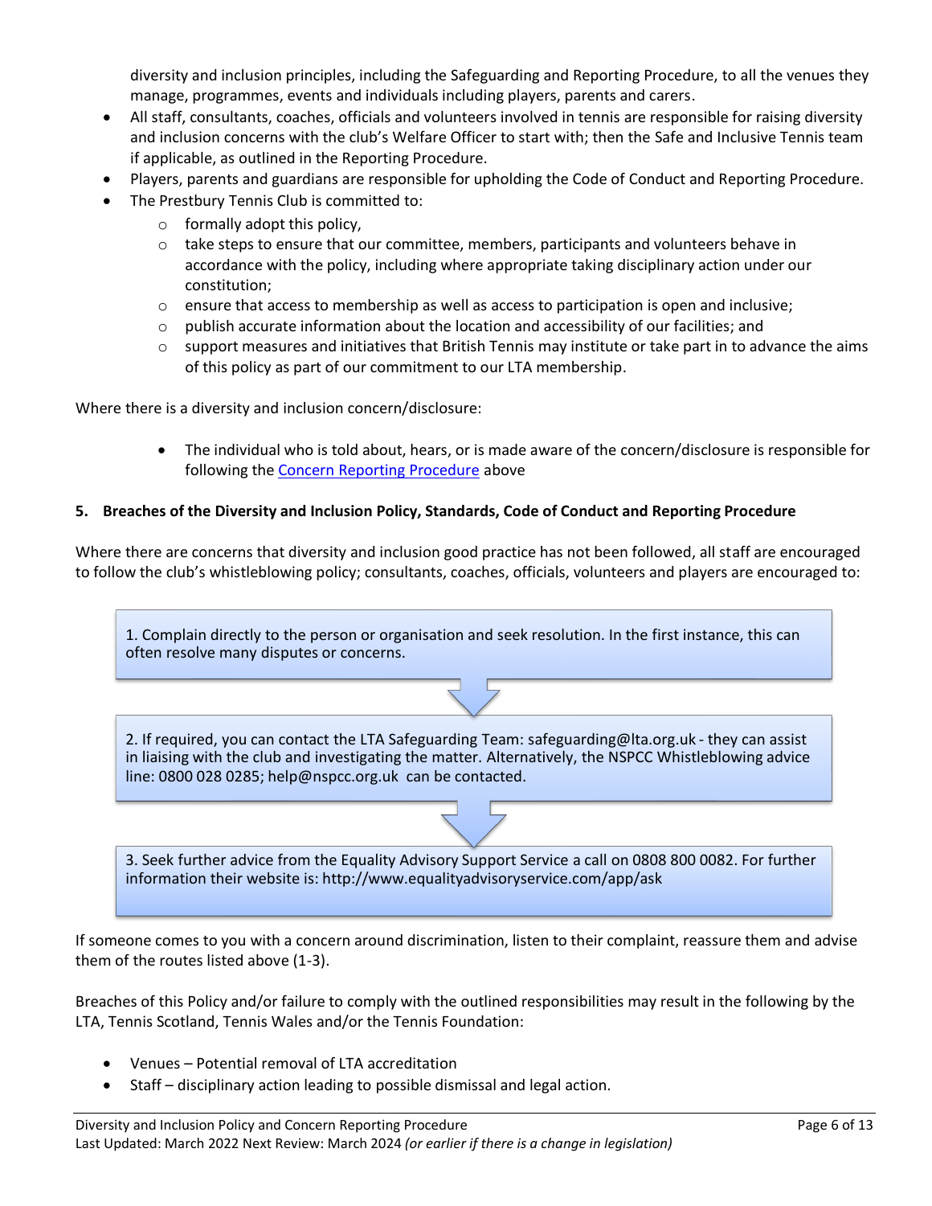diversity and inclusion principles, including the Safeguarding and Reporting Procedure, to all the venues they manage, programmes, events and individuals including players, parents and carers.

- All staff, consultants, coaches, officials and volunteers involved in tennis are responsible for raising diversity and inclusion concerns with the club's Welfare Officer to start with; then the Safe and Inclusive Tennis team if applicable, as outlined in the Reporting Procedure.
- Players, parents and guardians are responsible for upholding the Code of Conduct and Reporting Procedure.
- The Prestbury Tennis Club is committed to:
  - formally adopt this policy,
  - take steps to ensure that our committee, members, participants and volunteers behave in accordance with the policy, including where appropriate taking disciplinary action under our constitution;
  - ensure that access to membership as well as access to participation is open and inclusive;
  - publish accurate information about the location and accessibility of our facilities; and
  - support measures and initiatives that British Tennis may institute or take part in to advance the aims of this policy as part of our commitment to our LTA membership.

Where there is a diversity and inclusion concern/disclosure:

- The individual who is told about, hears, or is made aware of the concern/disclosure is responsible for following the Concern Reporting Procedure above

**5. Breaches of the Diversity and Inclusion Policy, Standards, Code of Conduct and Reporting Procedure**

Where there are concerns that diversity and inclusion good practice has not been followed, all staff are encouraged to follow the club's whistleblowing policy; consultants, coaches, officials, volunteers and players are encouraged to:

1. Complain directly to the person or organisation and seek resolution. In the first instance, this can often resolve many disputes or concerns.

2. If required, you can contact the LTA Safeguarding Team: safeguarding@lta.org.uk - they can assist in liaising with the club and investigating the matter. Alternatively, the NSPCC Whistleblowing advice line: 0800 028 0285; help@nspcc.org.uk can be contacted.

3. Seek further advice from the Equality Advisory Support Service a call on 0808 800 0082. For further information their website is: http://www.equalityadvisoryservice.com/app/ask

If someone comes to you with a concern around discrimination, listen to their complaint, reassure them and advise them of the routes listed above (1-3).

Breaches of this Policy and/or failure to comply with the outlined responsibilities may result in the following by the LTA, Tennis Scotland, Tennis Wales and/or the Tennis Foundation:

- Venues – Potential removal of LTA accreditation
- Staff – disciplinary action leading to possible dismissal and legal action.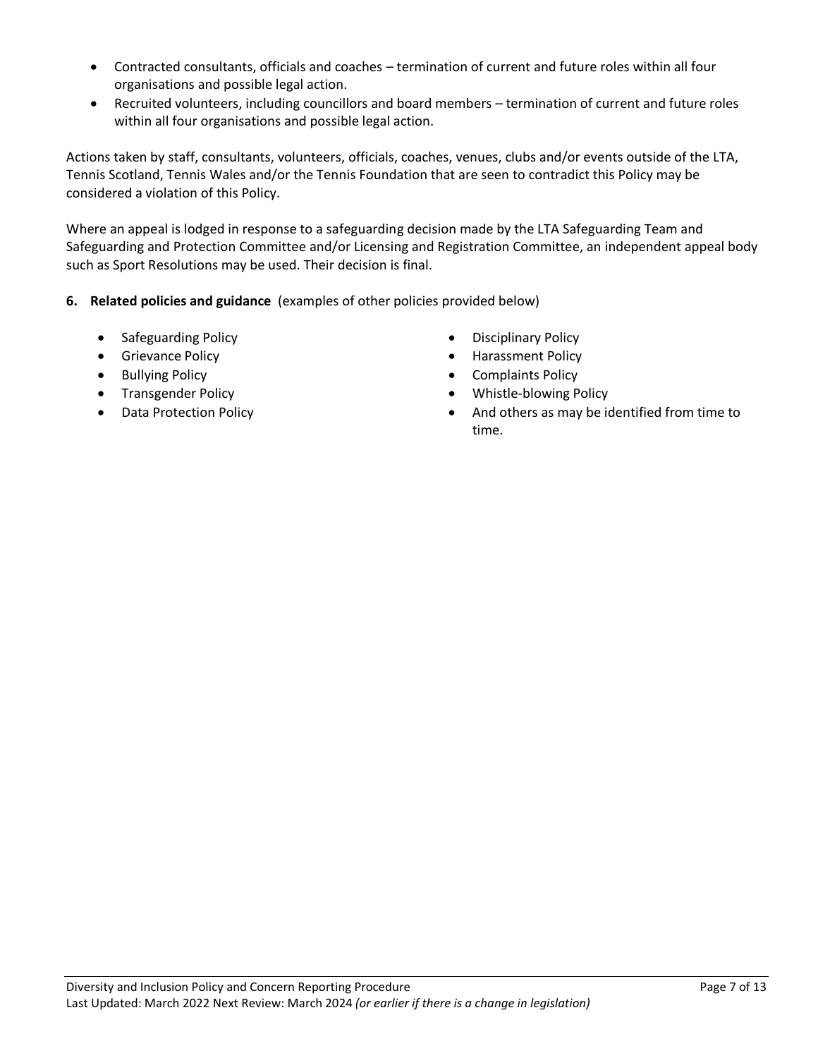- Contracted consultants, officials and coaches – termination of current and future roles within all four organisations and possible legal action.
- Recruited volunteers, including councillors and board members – termination of current and future roles within all four organisations and possible legal action.

Actions taken by staff, consultants, volunteers, officials, coaches, venues, clubs and/or events outside of the LTA, Tennis Scotland, Tennis Wales and/or the Tennis Foundation that are seen to contradict this Policy may be considered a violation of this Policy.

Where an appeal is lodged in response to a safeguarding decision made by the LTA Safeguarding Team and Safeguarding and Protection Committee and/or Licensing and Registration Committee, an independent appeal body such as Sport Resolutions may be used. Their decision is final.

## 6. Related policies and guidance (examples of other policies provided below)

- Safeguarding Policy
- Grievance Policy
- Bullying Policy
- Transgender Policy
- Data Protection Policy
- Disciplinary Policy
- Harassment Policy
- Complaints Policy
- Whistle-blowing Policy
- And others as may be identified from time to time.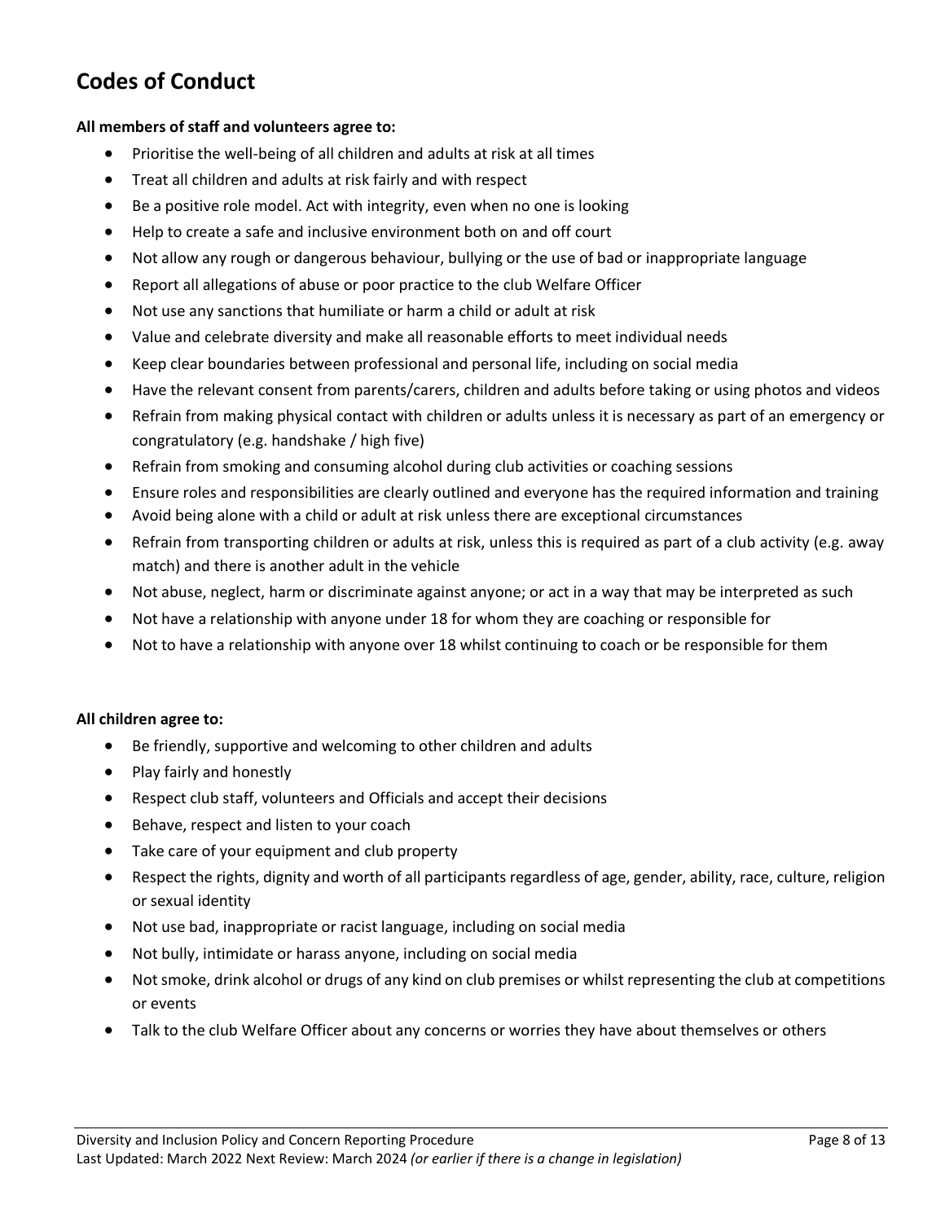## Codes of Conduct

**All members of staff and volunteers agree to:**

- Prioritise the well-being of all children and adults at risk at all times
- Treat all children and adults at risk fairly and with respect
- Be a positive role model. Act with integrity, even when no one is looking
- Help to create a safe and inclusive environment both on and off court
- Not allow any rough or dangerous behaviour, bullying or the use of bad or inappropriate language
- Report all allegations of abuse or poor practice to the club Welfare Officer
- Not use any sanctions that humiliate or harm a child or adult at risk
- Value and celebrate diversity and make all reasonable efforts to meet individual needs
- Keep clear boundaries between professional and personal life, including on social media
- Have the relevant consent from parents/carers, children and adults before taking or using photos and videos
- Refrain from making physical contact with children or adults unless it is necessary as part of an emergency or congratulatory (e.g. handshake / high five)
- Refrain from smoking and consuming alcohol during club activities or coaching sessions
- Ensure roles and responsibilities are clearly outlined and everyone has the required information and training
- Avoid being alone with a child or adult at risk unless there are exceptional circumstances
- Refrain from transporting children or adults at risk, unless this is required as part of a club activity (e.g. away match) and there is another adult in the vehicle
- Not abuse, neglect, harm or discriminate against anyone; or act in a way that may be interpreted as such
- Not have a relationship with anyone under 18 for whom they are coaching or responsible for
- Not to have a relationship with anyone over 18 whilst continuing to coach or be responsible for them

**All children agree to:**

- Be friendly, supportive and welcoming to other children and adults
- Play fairly and honestly
- Respect club staff, volunteers and Officials and accept their decisions
- Behave, respect and listen to your coach
- Take care of your equipment and club property
- Respect the rights, dignity and worth of all participants regardless of age, gender, ability, race, culture, religion or sexual identity
- Not use bad, inappropriate or racist language, including on social media
- Not bully, intimidate or harass anyone, including on social media
- Not smoke, drink alcohol or drugs of any kind on club premises or whilst representing the club at competitions or events
- Talk to the club Welfare Officer about any concerns or worries they have about themselves or others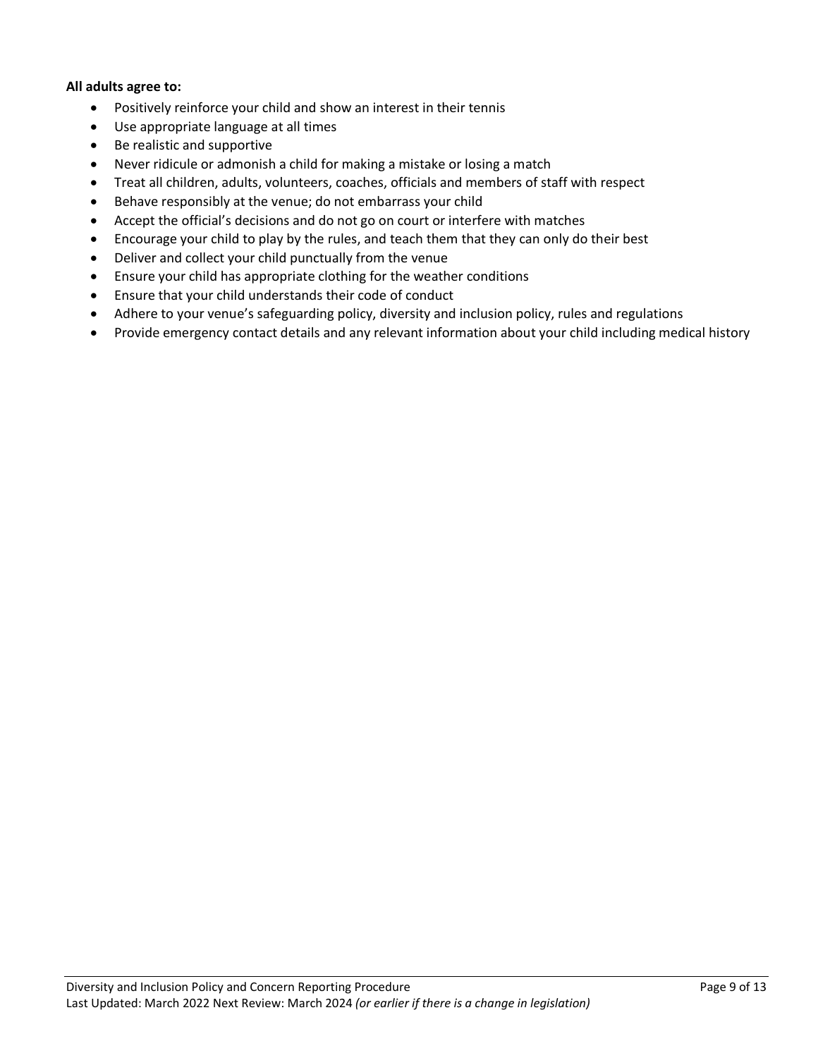**All adults agree to:**

- Positively reinforce your child and show an interest in their tennis
- Use appropriate language at all times
- Be realistic and supportive
- Never ridicule or admonish a child for making a mistake or losing a match
- Treat all children, adults, volunteers, coaches, officials and members of staff with respect
- Behave responsibly at the venue; do not embarrass your child
- Accept the official's decisions and do not go on court or interfere with matches
- Encourage your child to play by the rules, and teach them that they can only do their best
- Deliver and collect your child punctually from the venue
- Ensure your child has appropriate clothing for the weather conditions
- Ensure that your child understands their code of conduct
- Adhere to your venue's safeguarding policy, diversity and inclusion policy, rules and regulations
- Provide emergency contact details and any relevant information about your child including medical history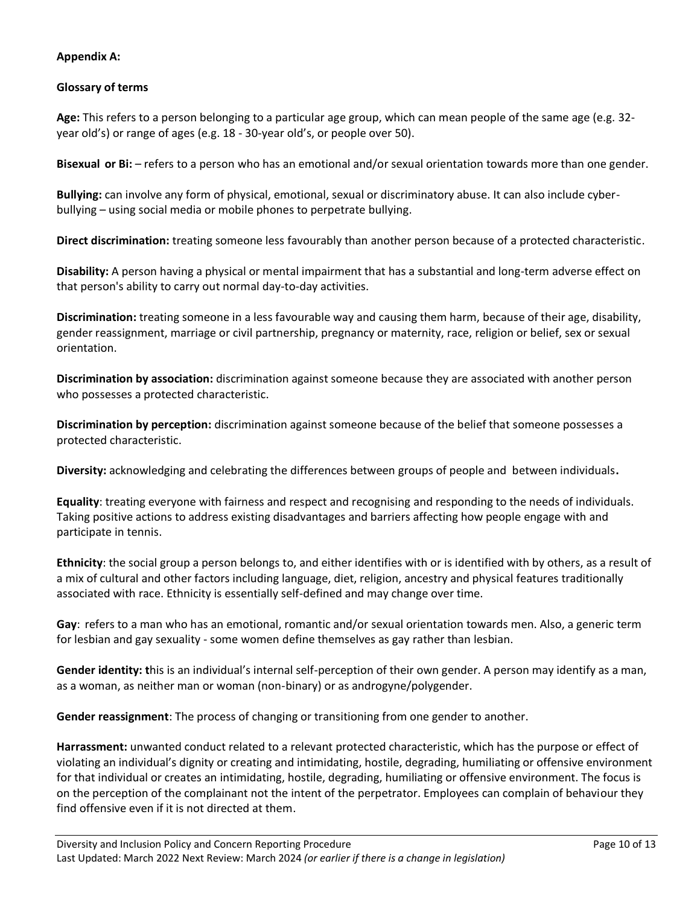**Appendix A:**

**Glossary of terms**

**Age:** This refers to a person belonging to a particular age group, which can mean people of the same age (e.g. 32-year old's) or range of ages (e.g. 18 - 30-year old's, or people over 50).

**Bisexual or Bi:** – refers to a person who has an emotional and/or sexual orientation towards more than one gender.

**Bullying:** can involve any form of physical, emotional, sexual or discriminatory abuse. It can also include cyber-bullying – using social media or mobile phones to perpetrate bullying.

**Direct discrimination:** treating someone less favourably than another person because of a protected characteristic.

**Disability:** A person having a physical or mental impairment that has a substantial and long-term adverse effect on that person's ability to carry out normal day-to-day activities.

**Discrimination:** treating someone in a less favourable way and causing them harm, because of their age, disability, gender reassignment, marriage or civil partnership, pregnancy or maternity, race, religion or belief, sex or sexual orientation.

**Discrimination by association:** discrimination against someone because they are associated with another person who possesses a protected characteristic.

**Discrimination by perception:** discrimination against someone because of the belief that someone possesses a protected characteristic.

**Diversity:** acknowledging and celebrating the differences between groups of people and between individuals**.**

**Equality**: treating everyone with fairness and respect and recognising and responding to the needs of individuals. Taking positive actions to address existing disadvantages and barriers affecting how people engage with and participate in tennis.

**Ethnicity**: the social group a person belongs to, and either identifies with or is identified with by others, as a result of a mix of cultural and other factors including language, diet, religion, ancestry and physical features traditionally associated with race. Ethnicity is essentially self-defined and may change over time.

**Gay**: refers to a man who has an emotional, romantic and/or sexual orientation towards men. Also, a generic term for lesbian and gay sexuality - some women define themselves as gay rather than lesbian.

**Gender identity: t**his is an individual's internal self-perception of their own gender. A person may identify as a man, as a woman, as neither man or woman (non-binary) or as androgyne/polygender.

**Gender reassignment**: The process of changing or transitioning from one gender to another.

**Harrassment:** unwanted conduct related to a relevant protected characteristic, which has the purpose or effect of violating an individual's dignity or creating and intimidating, hostile, degrading, humiliating or offensive environment for that individual or creates an intimidating, hostile, degrading, humiliating or offensive environment. The focus is on the perception of the complainant not the intent of the perpetrator. Employees can complain of behaviour they find offensive even if it is not directed at them.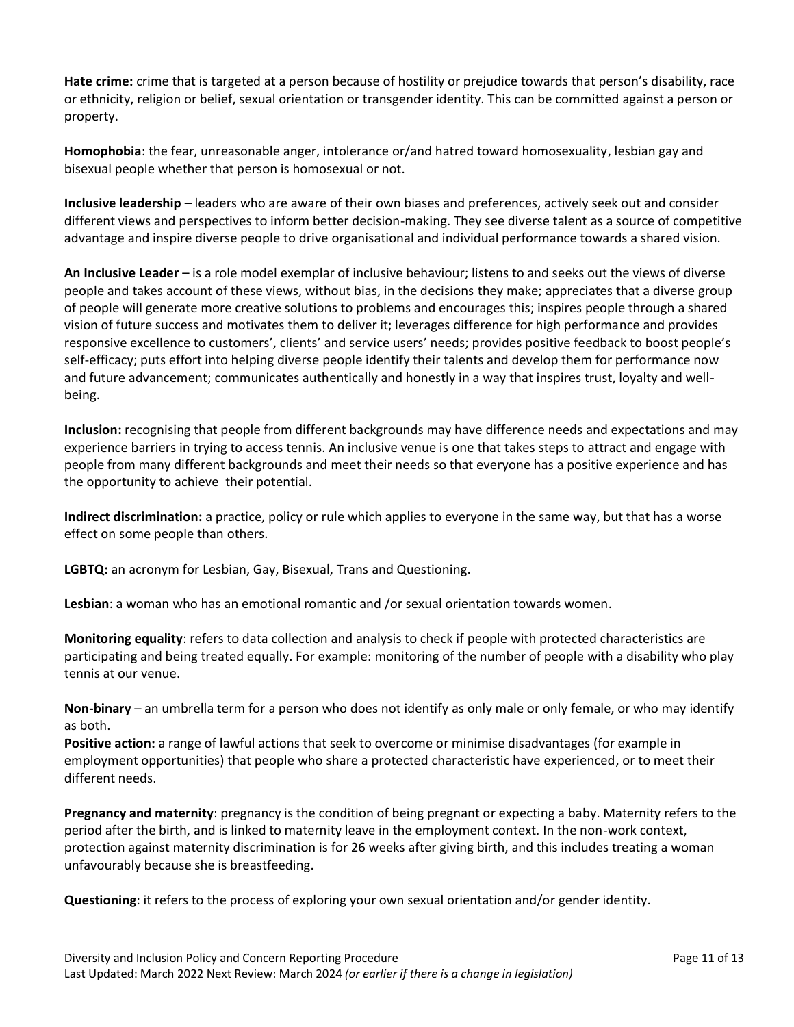**Hate crime:** crime that is targeted at a person because of hostility or prejudice towards that person's disability, race or ethnicity, religion or belief, sexual orientation or transgender identity. This can be committed against a person or property.

**Homophobia**: the fear, unreasonable anger, intolerance or/and hatred toward homosexuality, lesbian gay and bisexual people whether that person is homosexual or not.

**Inclusive leadership** – leaders who are aware of their own biases and preferences, actively seek out and consider different views and perspectives to inform better decision-making. They see diverse talent as a source of competitive advantage and inspire diverse people to drive organisational and individual performance towards a shared vision.

**An Inclusive Leader** – is a role model exemplar of inclusive behaviour; listens to and seeks out the views of diverse people and takes account of these views, without bias, in the decisions they make; appreciates that a diverse group of people will generate more creative solutions to problems and encourages this; inspires people through a shared vision of future success and motivates them to deliver it; leverages difference for high performance and provides responsive excellence to customers', clients' and service users' needs; provides positive feedback to boost people's self-efficacy; puts effort into helping diverse people identify their talents and develop them for performance now and future advancement; communicates authentically and honestly in a way that inspires trust, loyalty and well-being.

**Inclusion:** recognising that people from different backgrounds may have difference needs and expectations and may experience barriers in trying to access tennis. An inclusive venue is one that takes steps to attract and engage with people from many different backgrounds and meet their needs so that everyone has a positive experience and has the opportunity to achieve their potential.

**Indirect discrimination:** a practice, policy or rule which applies to everyone in the same way, but that has a worse effect on some people than others.

**LGBTQ:** an acronym for Lesbian, Gay, Bisexual, Trans and Questioning.

**Lesbian**: a woman who has an emotional romantic and /or sexual orientation towards women.

**Monitoring equality**: refers to data collection and analysis to check if people with protected characteristics are participating and being treated equally. For example: monitoring of the number of people with a disability who play tennis at our venue.

**Non-binary** – an umbrella term for a person who does not identify as only male or only female, or who may identify as both.

**Positive action:** a range of lawful actions that seek to overcome or minimise disadvantages (for example in employment opportunities) that people who share a protected characteristic have experienced, or to meet their different needs.

**Pregnancy and maternity**: pregnancy is the condition of being pregnant or expecting a baby. Maternity refers to the period after the birth, and is linked to maternity leave in the employment context. In the non-work context, protection against maternity discrimination is for 26 weeks after giving birth, and this includes treating a woman unfavourably because she is breastfeeding.

**Questioning**: it refers to the process of exploring your own sexual orientation and/or gender identity.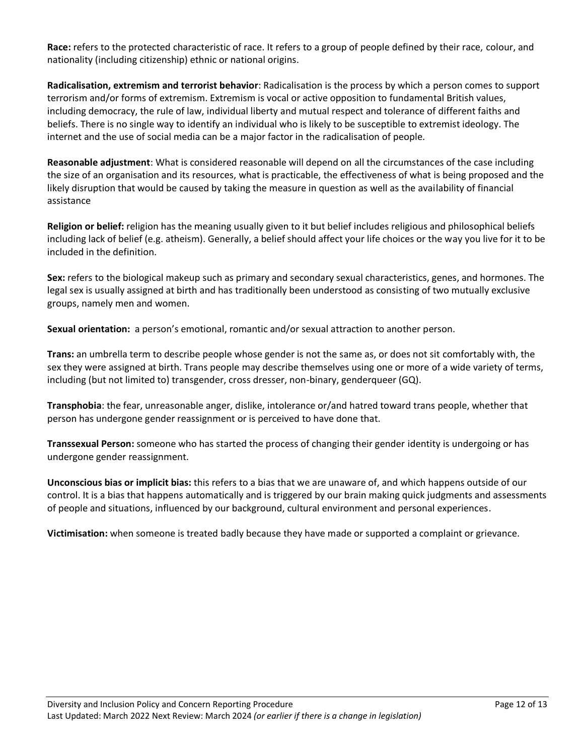**Race:** refers to the protected characteristic of race. It refers to a group of people defined by their race, colour, and nationality (including citizenship) ethnic or national origins.

**Radicalisation, extremism and terrorist behavior**: Radicalisation is the process by which a person comes to support terrorism and/or forms of extremism. Extremism is vocal or active opposition to fundamental British values, including democracy, the rule of law, individual liberty and mutual respect and tolerance of different faiths and beliefs. There is no single way to identify an individual who is likely to be susceptible to extremist ideology. The internet and the use of social media can be a major factor in the radicalisation of people.

**Reasonable adjustment**: What is considered reasonable will depend on all the circumstances of the case including the size of an organisation and its resources, what is practicable, the effectiveness of what is being proposed and the likely disruption that would be caused by taking the measure in question as well as the availability of financial assistance

**Religion or belief:** religion has the meaning usually given to it but belief includes religious and philosophical beliefs including lack of belief (e.g. atheism). Generally, a belief should affect your life choices or the way you live for it to be included in the definition.

**Sex:** refers to the biological makeup such as primary and secondary sexual characteristics, genes, and hormones. The legal sex is usually assigned at birth and has traditionally been understood as consisting of two mutually exclusive groups, namely men and women.

**Sexual orientation:** a person's emotional, romantic and/or sexual attraction to another person.

**Trans:** an umbrella term to describe people whose gender is not the same as, or does not sit comfortably with, the sex they were assigned at birth. Trans people may describe themselves using one or more of a wide variety of terms, including (but not limited to) transgender, cross dresser, non-binary, genderqueer (GQ).

**Transphobia**: the fear, unreasonable anger, dislike, intolerance or/and hatred toward trans people, whether that person has undergone gender reassignment or is perceived to have done that.

**Transsexual Person:** someone who has started the process of changing their gender identity is undergoing or has undergone gender reassignment.

**Unconscious bias or implicit bias:** this refers to a bias that we are unaware of, and which happens outside of our control. It is a bias that happens automatically and is triggered by our brain making quick judgments and assessments of people and situations, influenced by our background, cultural environment and personal experiences.

**Victimisation:** when someone is treated badly because they have made or supported a complaint or grievance.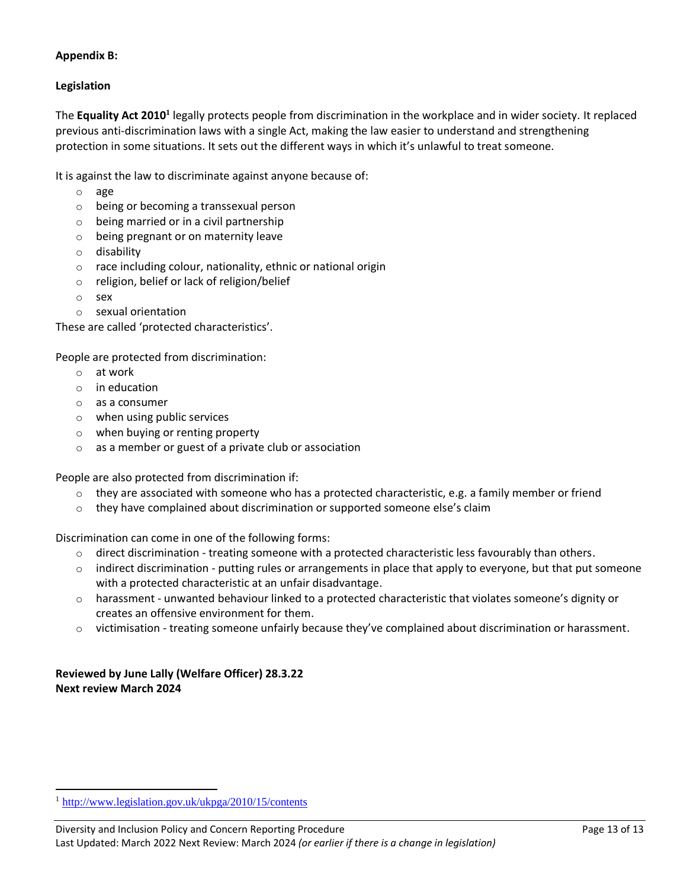**Appendix B:**

**Legislation**

The **Equality Act 2010**[1] legally protects people from discrimination in the workplace and in wider society. It replaced previous anti-discrimination laws with a single Act, making the law easier to understand and strengthening protection in some situations. It sets out the different ways in which it's unlawful to treat someone.

It is against the law to discriminate against anyone because of:

- age
- being or becoming a transsexual person
- being married or in a civil partnership
- being pregnant or on maternity leave
- disability
- race including colour, nationality, ethnic or national origin
- religion, belief or lack of religion/belief
- sex
- sexual orientation

These are called 'protected characteristics'.

People are protected from discrimination:

- at work
- in education
- as a consumer
- when using public services
- when buying or renting property
- as a member or guest of a private club or association

People are also protected from discrimination if:

- they are associated with someone who has a protected characteristic, e.g. a family member or friend
- they have complained about discrimination or supported someone else's claim

Discrimination can come in one of the following forms:

- direct discrimination - treating someone with a protected characteristic less favourably than others.
- indirect discrimination - putting rules or arrangements in place that apply to everyone, but that put someone with a protected characteristic at an unfair disadvantage.
- harassment - unwanted behaviour linked to a protected characteristic that violates someone's dignity or creates an offensive environment for them.
- victimisation - treating someone unfairly because they've complained about discrimination or harassment.

**Reviewed by June Lally (Welfare Officer) 28.3.22**
**Next review March 2024**

[1] http://www.legislation.gov.uk/ukpga/2010/15/contents